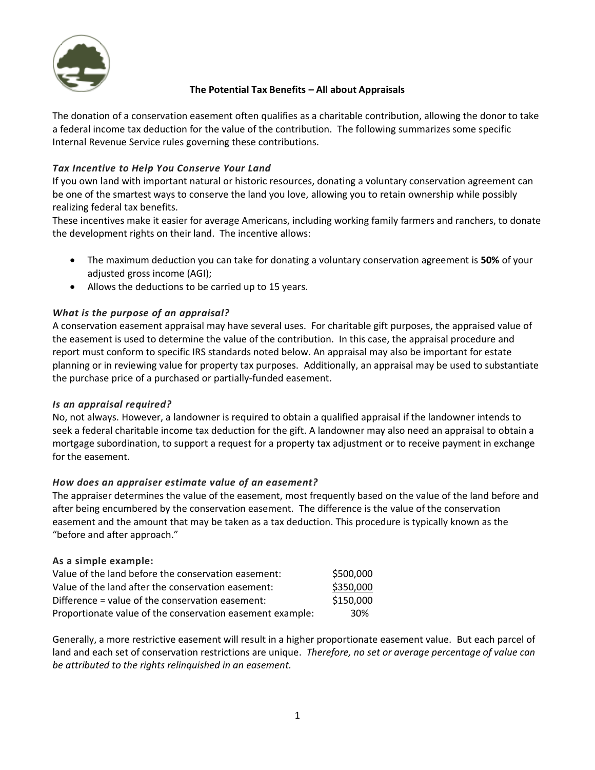## The Potential Tax Benefits – All about Appraisals

The donation of a conservation easement often qualifies as a charitable contribution, allowing the donor to take a federal income tax deduction for the value of the contribution. The following summarizes some specific Internal Revenue Service rules governing these contributions.

### *Tax Incentive to Help You Conserve Your Land*

If you own land with important natural or historic resources, donating a voluntary conservation agreement can be one of the smartest ways to conserve the land you love, allowing you to retain ownership while possibly realizing federal tax benefits.

These incentives make it easier for average Americans, including working family farmers and ranchers, to donate the development rights on their land. The incentive allows:

- The maximum deduction you can take for donating a voluntary conservation agreement is **50%** of your adjusted gross income (AGI);
- Allows the deductions to be carried up to 15 years.

### *What is the purpose of an appraisal?*

A conservation easement appraisal may have several uses. For charitable gift purposes, the appraised value of the easement is used to determine the value of the contribution. In this case, the appraisal procedure and report must conform to specific IRS standards noted below. An appraisal may also be important for estate planning or in reviewing value for property tax purposes. Additionally, an appraisal may be used to substantiate the purchase price of a purchased or partially-funded easement.

### *Is an appraisal required?*

No, not always. However, a landowner is required to obtain a qualified appraisal if the landowner intends to seek a federal charitable income tax deduction for the gift. A landowner may also need an appraisal to obtain a mortgage subordination, to support a request for a property tax adjustment or to receive payment in exchange for the easement.

### *How does an appraiser estimate value of an easement?*

The appraiser determines the value of the easement, most frequently based on the value of the land before and after being encumbered by the conservation easement. The difference is the value of the conservation easement and the amount that may be taken as a tax deduction. This procedure is typically known as the "before and after approach."

**As a simple example:**

| | |
|---|---|
| Value of the land before the conservation easement: | $500,000 |
| Value of the land after the conservation easement: | $350,000 |
| Difference = value of the conservation easement: | $150,000 |
| Proportionate value of the conservation easement example: | 30% |

Generally, a more restrictive easement will result in a higher proportionate easement value. But each parcel of land and each set of conservation restrictions are unique. *Therefore, no set or average percentage of value can be attributed to the rights relinquished in an easement.*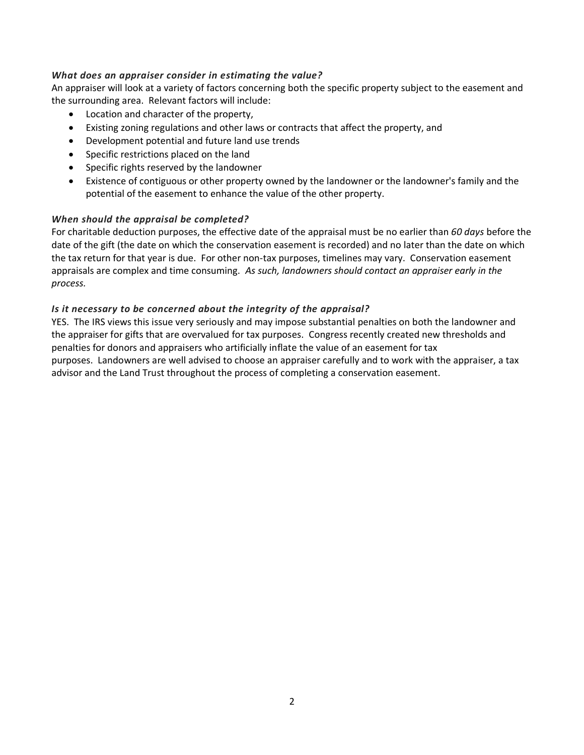***What does an appraiser consider in estimating the value?***

An appraiser will look at a variety of factors concerning both the specific property subject to the easement and the surrounding area. Relevant factors will include:

- Location and character of the property,
- Existing zoning regulations and other laws or contracts that affect the property, and
- Development potential and future land use trends
- Specific restrictions placed on the land
- Specific rights reserved by the landowner
- Existence of contiguous or other property owned by the landowner or the landowner's family and the potential of the easement to enhance the value of the other property.

***When should the appraisal be completed?***

For charitable deduction purposes, the effective date of the appraisal must be no earlier than *60 days* before the date of the gift (the date on which the conservation easement is recorded) and no later than the date on which the tax return for that year is due. For other non-tax purposes, timelines may vary. Conservation easement appraisals are complex and time consuming. *As such, landowners should contact an appraiser early in the process.*

***Is it necessary to be concerned about the integrity of the appraisal?***

YES. The IRS views this issue very seriously and may impose substantial penalties on both the landowner and the appraiser for gifts that are overvalued for tax purposes. Congress recently created new thresholds and penalties for donors and appraisers who artificially inflate the value of an easement for tax purposes. Landowners are well advised to choose an appraiser carefully and to work with the appraiser, a tax advisor and the Land Trust throughout the process of completing a conservation easement.